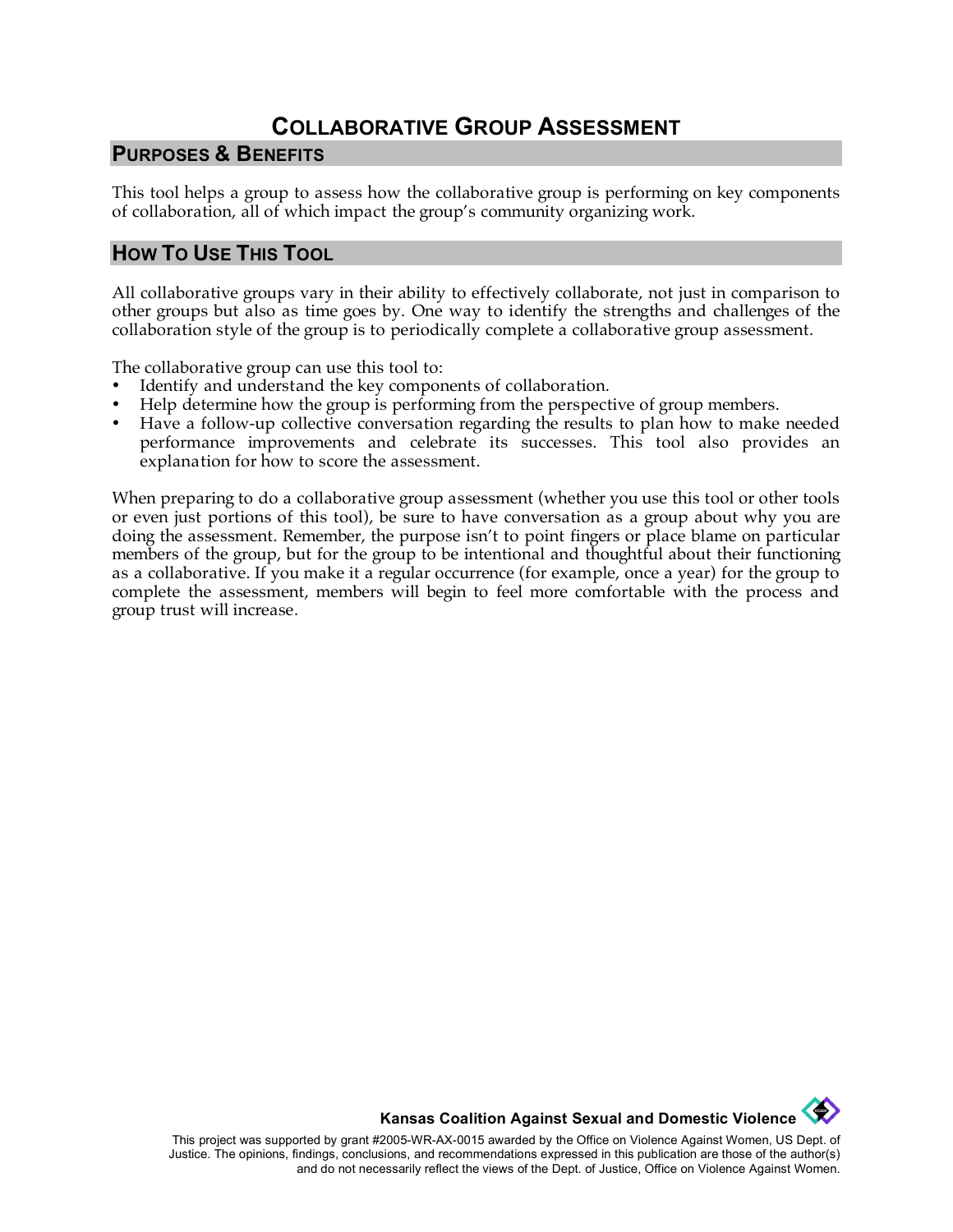# COLLABORATIVE GROUP ASSESSMENT

## PURPOSES & BENEFITS

This tool helps a group to assess how the collaborative group is performing on key components of collaboration, all of which impact the group's community organizing work.

## HOW TO USE THIS TOOL

All collaborative groups vary in their ability to effectively collaborate, not just in comparison to other groups but also as time goes by. One way to identify the strengths and challenges of the collaboration style of the group is to periodically complete a collaborative group assessment.

The collaborative group can use this tool to:

- Identify and understand the key components of collaboration.
- Help determine how the group is performing from the perspective of group members.
- Have a follow-up collective conversation regarding the results to plan how to make needed performance improvements and celebrate its successes. This tool also provides an explanation for how to score the assessment.

When preparing to do a collaborative group assessment (whether you use this tool or other tools or even just portions of this tool), be sure to have conversation as a group about why you are doing the assessment. Remember, the purpose isn't to point fingers or place blame on particular members of the group, but for the group to be intentional and thoughtful about their functioning as a collaborative. If you make it a regular occurrence (for example, once a year) for the group to complete the assessment, members will begin to feel more comfortable with the process and group trust will increase.

**Kansas Coalition Against Sexual and Domestic Violence**

This project was supported by grant #2005-WR-AX-0015 awarded by the Office on Violence Against Women, US Dept. of Justice. The opinions, findings, conclusions, and recommendations expressed in this publication are those of the author(s) and do not necessarily reflect the views of the Dept. of Justice, Office on Violence Against Women.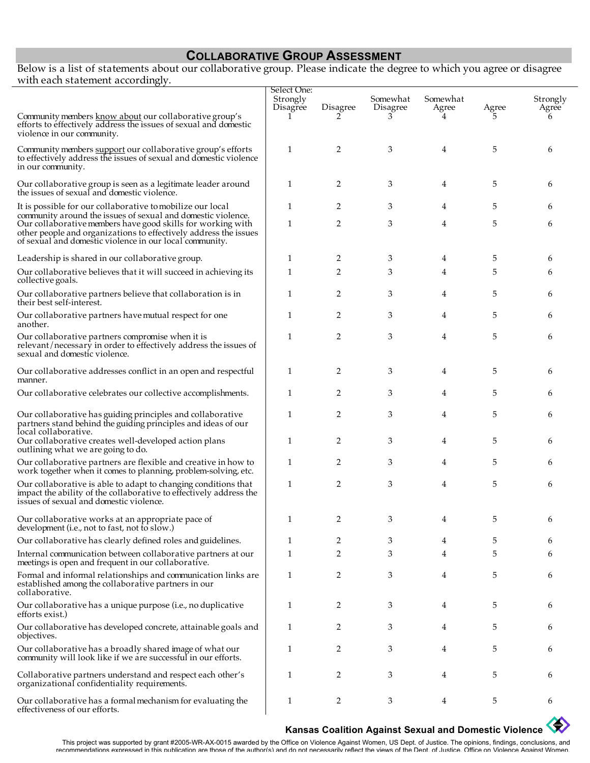## Collaborative Group Assessment

Below is a list of statements about our collaborative group. Please indicate the degree to which you agree or disagree with each statement accordingly.

| | Select One: Strongly Disagree 1 | Disagree 2 | Somewhat Disagree 3 | Somewhat Agree 4 | Agree 5 | Strongly Agree 6 |
|---|---|---|---|---|---|---|
| Community members <u>know about</u> our collaborative group's efforts to effectively address the issues of sexual and domestic violence in our community. | | | | | | |
| Community members <u>support</u> our collaborative group's efforts to effectively address the issues of sexual and domestic violence in our community. | 1 | 2 | 3 | 4 | 5 | 6 |
| Our collaborative group is seen as a legitimate leader around the issues of sexual and domestic violence. | 1 | 2 | 3 | 4 | 5 | 6 |
| It is possible for our collaborative to mobilize our local community around the issues of sexual and domestic violence. | 1 | 2 | 3 | 4 | 5 | 6 |
| Our collaborative members have good skills for working with other people and organizations to effectively address the issues of sexual and domestic violence in our local community. | 1 | 2 | 3 | 4 | 5 | 6 |
| Leadership is shared in our collaborative group. | 1 | 2 | 3 | 4 | 5 | 6 |
| Our collaborative believes that it will succeed in achieving its collective goals. | 1 | 2 | 3 | 4 | 5 | 6 |
| Our collaborative partners believe that collaboration is in their best self-interest. | 1 | 2 | 3 | 4 | 5 | 6 |
| Our collaborative partners have mutual respect for one another. | 1 | 2 | 3 | 4 | 5 | 6 |
| Our collaborative partners compromise when it is relevant/necessary in order to effectively address the issues of sexual and domestic violence. | 1 | 2 | 3 | 4 | 5 | 6 |
| Our collaborative addresses conflict in an open and respectful manner. | 1 | 2 | 3 | 4 | 5 | 6 |
| Our collaborative celebrates our collective accomplishments. | 1 | 2 | 3 | 4 | 5 | 6 |
| Our collaborative has guiding principles and collaborative partners stand behind the guiding principles and ideas of our local collaborative. | 1 | 2 | 3 | 4 | 5 | 6 |
| Our collaborative creates well-developed action plans outlining what we are going to do. | 1 | 2 | 3 | 4 | 5 | 6 |
| Our collaborative partners are flexible and creative in how to work together when it comes to planning, problem-solving, etc. | 1 | 2 | 3 | 4 | 5 | 6 |
| Our collaborative is able to adapt to changing conditions that impact the ability of the collaborative to effectively address the issues of sexual and domestic violence. | 1 | 2 | 3 | 4 | 5 | 6 |
| Our collaborative works at an appropriate pace of development (i.e., not to fast, not to slow.) | 1 | 2 | 3 | 4 | 5 | 6 |
| Our collaborative has clearly defined roles and guidelines. | 1 | 2 | 3 | 4 | 5 | 6 |
| Internal communication between collaborative partners at our meetings is open and frequent in our collaborative. | 1 | 2 | 3 | 4 | 5 | 6 |
| Formal and informal relationships and communication links are established among the collaborative partners in our collaborative. | 1 | 2 | 3 | 4 | 5 | 6 |
| Our collaborative has a unique purpose (i.e., no duplicative efforts exist.) | 1 | 2 | 3 | 4 | 5 | 6 |
| Our collaborative has developed concrete, attainable goals and objectives. | 1 | 2 | 3 | 4 | 5 | 6 |
| Our collaborative has a broadly shared image of what our community will look like if we are successful in our efforts. | 1 | 2 | 3 | 4 | 5 | 6 |
| Collaborative partners understand and respect each other's organizational confidentiality requirements. | 1 | 2 | 3 | 4 | 5 | 6 |
| Our collaborative has a formal mechanism for evaluating the effectiveness of our efforts. | 1 | 2 | 3 | 4 | 5 | 6 |

**Kansas Coalition Against Sexual and Domestic Violence**

This project was supported by grant #2005-WR-AX-0015 awarded by the Office on Violence Against Women, US Dept. of Justice. The opinions, findings, conclusions, and recommendations expressed in this publication are those of the author(s) and do not necessarily reflect the views of the Dept. of Justice, Office on Violence Against Women.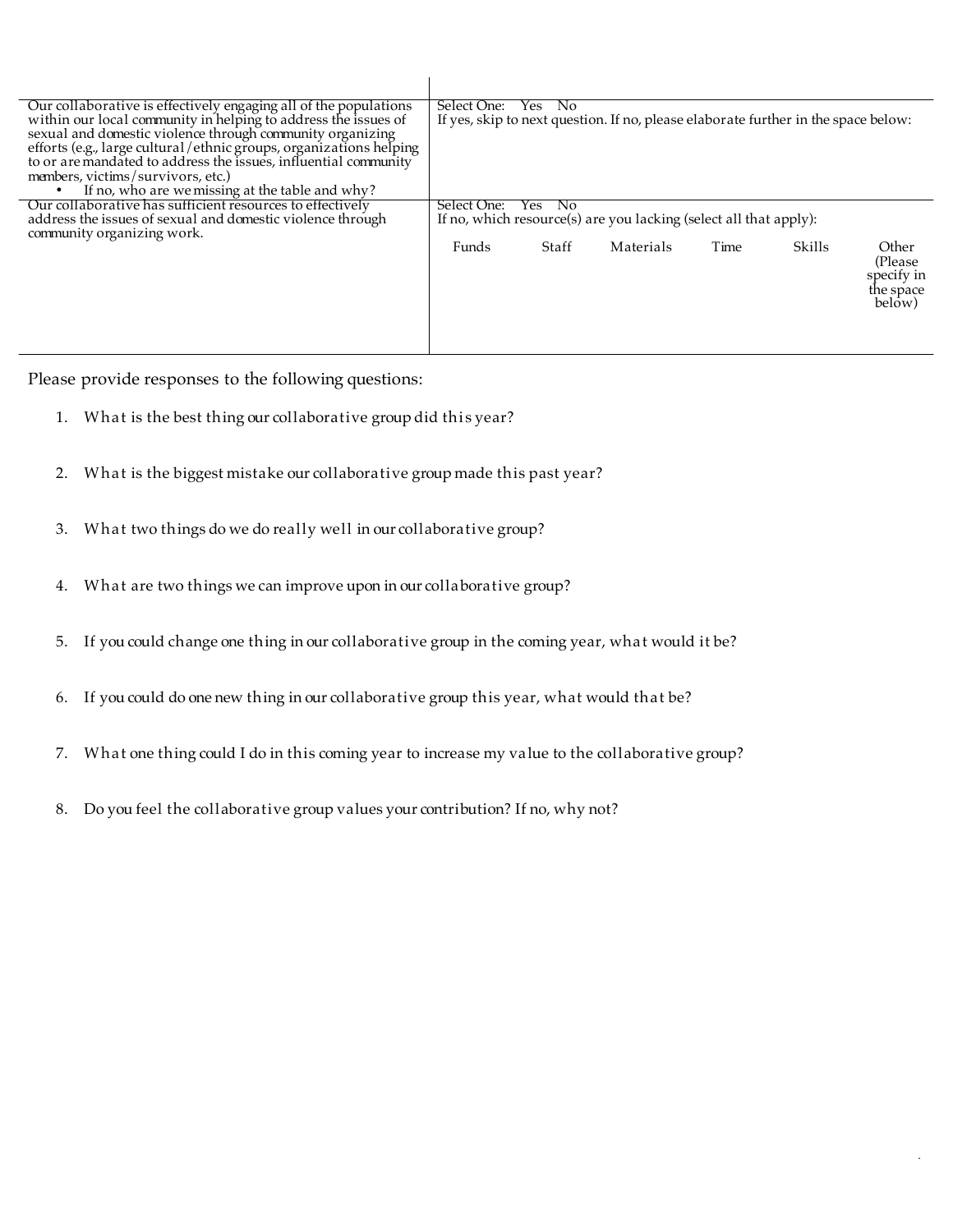| | |
|---|---|
| Our collaborative is effectively engaging all of the populations within our local community in helping to address the issues of sexual and domestic violence through community organizing efforts (e.g., large cultural/ethnic groups, organizations helping to or are mandated to address the issues, influential community members, victims/survivors, etc.)<br>• If no, who are we missing at the table and why? | Select One: Yes No<br>If yes, skip to next question. If no, please elaborate further in the space below: |
| Our collaborative has sufficient resources to effectively address the issues of sexual and domestic violence through community organizing work. | Select One: Yes No<br>If no, which resource(s) are you lacking (select all that apply):<br>Funds Staff Materials Time Skills Other (Please specify in the space below) |

Please provide responses to the following questions:

1. What is the best thing our collaborative group did this year?

2. What is the biggest mistake our collaborative group made this past year?

3. What two things do we do really well in our collaborative group?

4. What are two things we can improve upon in our collaborative group?

5. If you could change one thing in our collaborative group in the coming year, what would it be?

6. If you could do one new thing in our collaborative group this year, what would that be?

7. What one thing could I do in this coming year to increase my value to the collaborative group?

8. Do you feel the collaborative group values your contribution? If no, why not?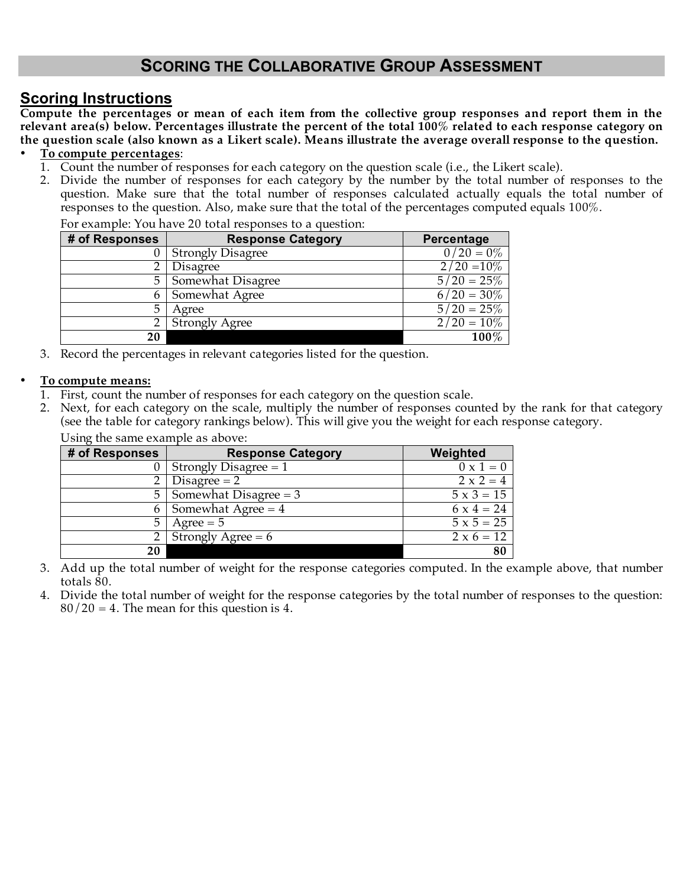# Scoring the Collaborative Group Assessment

## Scoring Instructions

**Compute the percentages or mean of each item from the collective group responses and report them in the relevant area(s) below. Percentages illustrate the percent of the total 100% related to each response category on the question scale (also known as a Likert scale). Means illustrate the average overall response to the question.**

- **To compute percentages**:
  1. Count the number of responses for each category on the question scale (i.e., the Likert scale).
  2. Divide the number of responses for each category by the number by the total number of responses to the question. Make sure that the total number of responses calculated actually equals the total number of responses to the question. Also, make sure that the total of the percentages computed equals 100%.

     For example: You have 20 total responses to a question:

     | # of Responses | Response Category | Percentage |
     |---:|---|---:|
     | 0 | Strongly Disagree | 0/20 = 0% |
     | 2 | Disagree | 2/20 =10% |
     | 5 | Somewhat Disagree | 5/20 = 25% |
     | 6 | Somewhat Agree | 6/20 = 30% |
     | 5 | Agree | 5/20 = 25% |
     | 2 | Strongly Agree | 2/20 = 10% |
     | **20** | | **100%** |

  3. Record the percentages in relevant categories listed for the question.

- **To compute means:**
  1. First, count the number of responses for each category on the question scale.
  2. Next, for each category on the scale, multiply the number of responses counted by the rank for that category (see the table for category rankings below). This will give you the weight for each response category.

     Using the same example as above:

     | # of Responses | Response Category | Weighted |
     |---:|---|---:|
     | 0 | Strongly Disagree = 1 | 0 x 1 = 0 |
     | 2 | Disagree = 2 | 2 x 2 = 4 |
     | 5 | Somewhat Disagree = 3 | 5 x 3 = 15 |
     | 6 | Somewhat Agree = 4 | 6 x 4 = 24 |
     | 5 | Agree = 5 | 5 x 5 = 25 |
     | 2 | Strongly Agree = 6 | 2 x 6 = 12 |
     | **20** | | **80** |

  3. Add up the total number of weight for the response categories computed. In the example above, that number totals 80.
  4. Divide the total number of weight for the response categories by the total number of responses to the question: 80/20 = 4. The mean for this question is 4.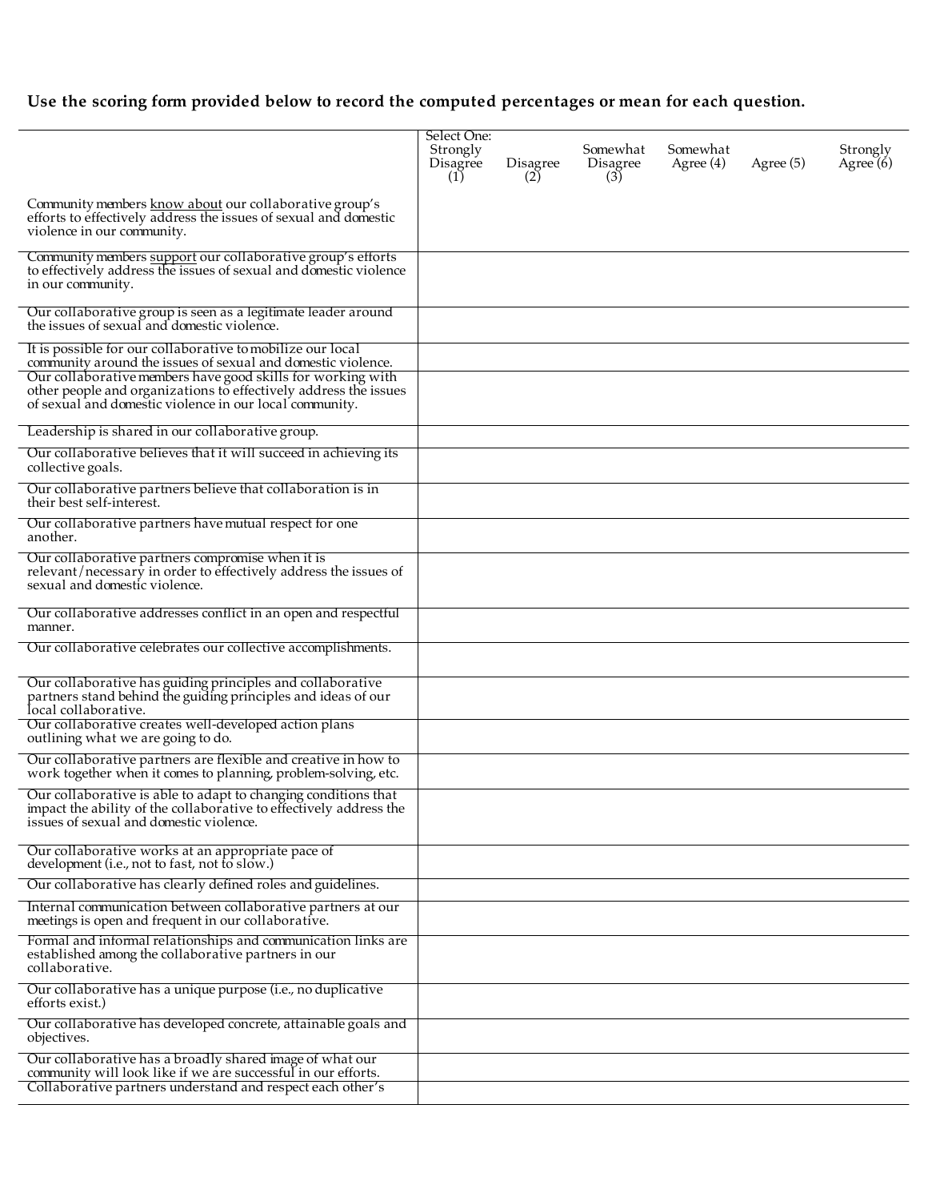**Use the scoring form provided below to record the computed percentages or mean for each question.**

| | Select One: Strongly Disagree (1) | Disagree (2) | Somewhat Disagree (3) | Somewhat Agree (4) | Agree (5) | Strongly Agree (6) |
|---|---|---|---|---|---|---|
| Community members <u>know about</u> our collaborative group's efforts to effectively address the issues of sexual and domestic violence in our community. | | | | | | |
| Community members <u>support</u> our collaborative group's efforts to effectively address the issues of sexual and domestic violence in our community. | | | | | | |
| Our collaborative group is seen as a legitimate leader around the issues of sexual and domestic violence. | | | | | | |
| It is possible for our collaborative to mobilize our local community around the issues of sexual and domestic violence. | | | | | | |
| Our collaborative members have good skills for working with other people and organizations to effectively address the issues of sexual and domestic violence in our local community. | | | | | | |
| Leadership is shared in our collaborative group. | | | | | | |
| Our collaborative believes that it will succeed in achieving its collective goals. | | | | | | |
| Our collaborative partners believe that collaboration is in their best self-interest. | | | | | | |
| Our collaborative partners have mutual respect for one another. | | | | | | |
| Our collaborative partners compromise when it is relevant/necessary in order to effectively address the issues of sexual and domestic violence. | | | | | | |
| Our collaborative addresses conflict in an open and respectful manner. | | | | | | |
| Our collaborative celebrates our collective accomplishments. | | | | | | |
| Our collaborative has guiding principles and collaborative partners stand behind the guiding principles and ideas of our local collaborative. | | | | | | |
| Our collaborative creates well-developed action plans outlining what we are going to do. | | | | | | |
| Our collaborative partners are flexible and creative in how to work together when it comes to planning, problem-solving, etc. | | | | | | |
| Our collaborative is able to adapt to changing conditions that impact the ability of the collaborative to effectively address the issues of sexual and domestic violence. | | | | | | |
| Our collaborative works at an appropriate pace of development (i.e., not to fast, not to slow.) | | | | | | |
| Our collaborative has clearly defined roles and guidelines. | | | | | | |
| Internal communication between collaborative partners at our meetings is open and frequent in our collaborative. | | | | | | |
| Formal and informal relationships and communication links are established among the collaborative partners in our collaborative. | | | | | | |
| Our collaborative has a unique purpose (i.e., no duplicative efforts exist.) | | | | | | |
| Our collaborative has developed concrete, attainable goals and objectives. | | | | | | |
| Our collaborative has a broadly shared image of what our community will look like if we are successful in our efforts. | | | | | | |
| Collaborative partners understand and respect each other's | | | | | | |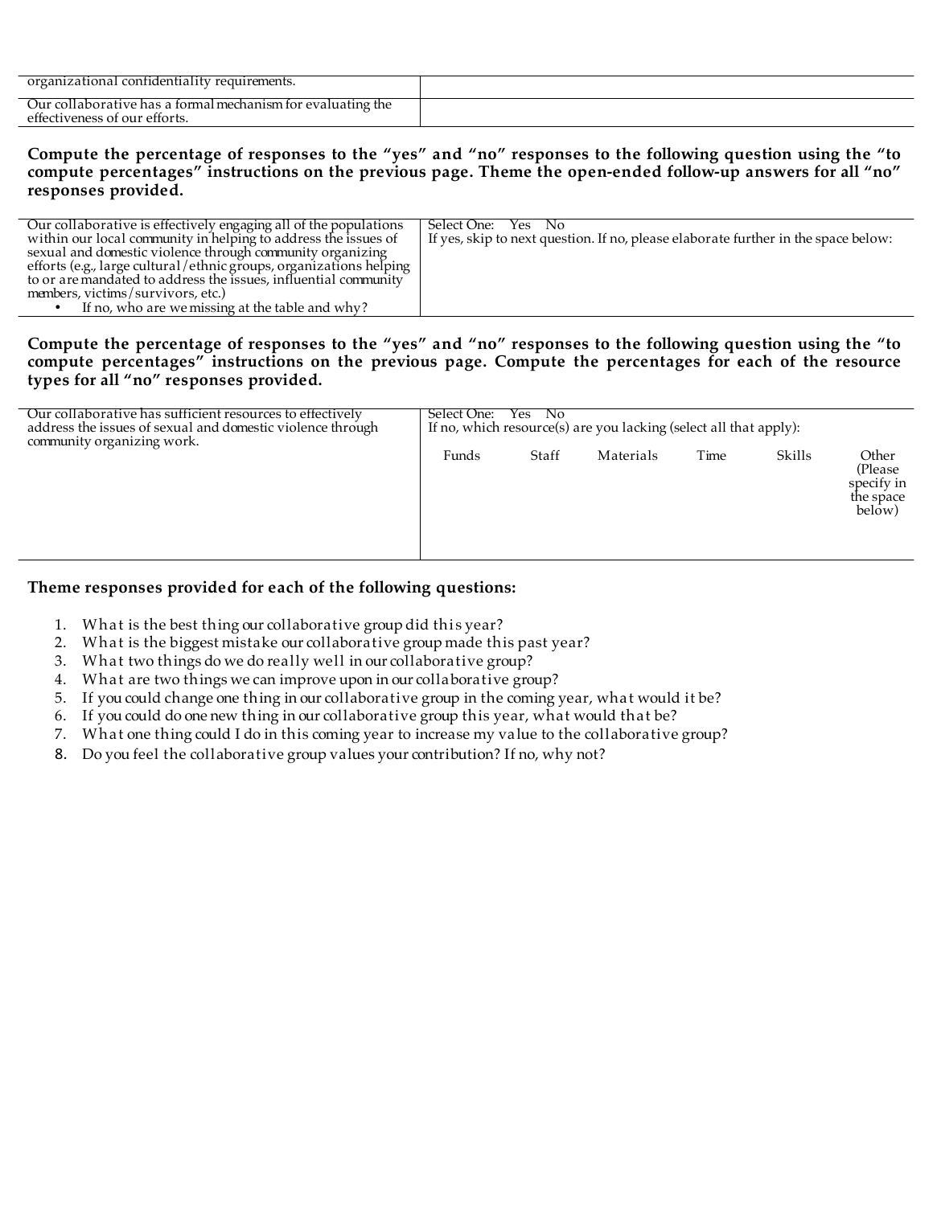| | |
|---|---|
| organizational confidentiality requirements. | |
| Our collaborative has a formal mechanism for evaluating the effectiveness of our efforts. | |

**Compute the percentage of responses to the "yes" and "no" responses to the following question using the "to compute percentages" instructions on the previous page. Theme the open-ended follow-up answers for all "no" responses provided.**

| | |
|---|---|
| Our collaborative is effectively engaging all of the populations within our local community in helping to address the issues of sexual and domestic violence through community organizing efforts (e.g., large cultural/ethnic groups, organizations helping to or are mandated to address the issues, influential community members, victims/survivors, etc.)<br>• If no, who are we missing at the table and why? | Select One: Yes No<br>If yes, skip to next question. If no, please elaborate further in the space below: |

**Compute the percentage of responses to the "yes" and "no" responses to the following question using the "to compute percentages" instructions on the previous page. Compute the percentages for each of the resource types for all "no" responses provided.**

| | |
|---|---|
| Our collaborative has sufficient resources to effectively address the issues of sexual and domestic violence through community organizing work. | Select One: Yes No<br>If no, which resource(s) are you lacking (select all that apply):<br>Funds Staff Materials Time Skills Other (Please specify in the space below) |

**Theme responses provided for each of the following questions:**

1. What is the best thing our collaborative group did this year?
2. What is the biggest mistake our collaborative group made this past year?
3. What two things do we do really well in our collaborative group?
4. What are two things we can improve upon in our collaborative group?
5. If you could change one thing in our collaborative group in the coming year, what would it be?
6. If you could do one new thing in our collaborative group this year, what would that be?
7. What one thing could I do in this coming year to increase my value to the collaborative group?
8. Do you feel the collaborative group values your contribution? If no, why not?